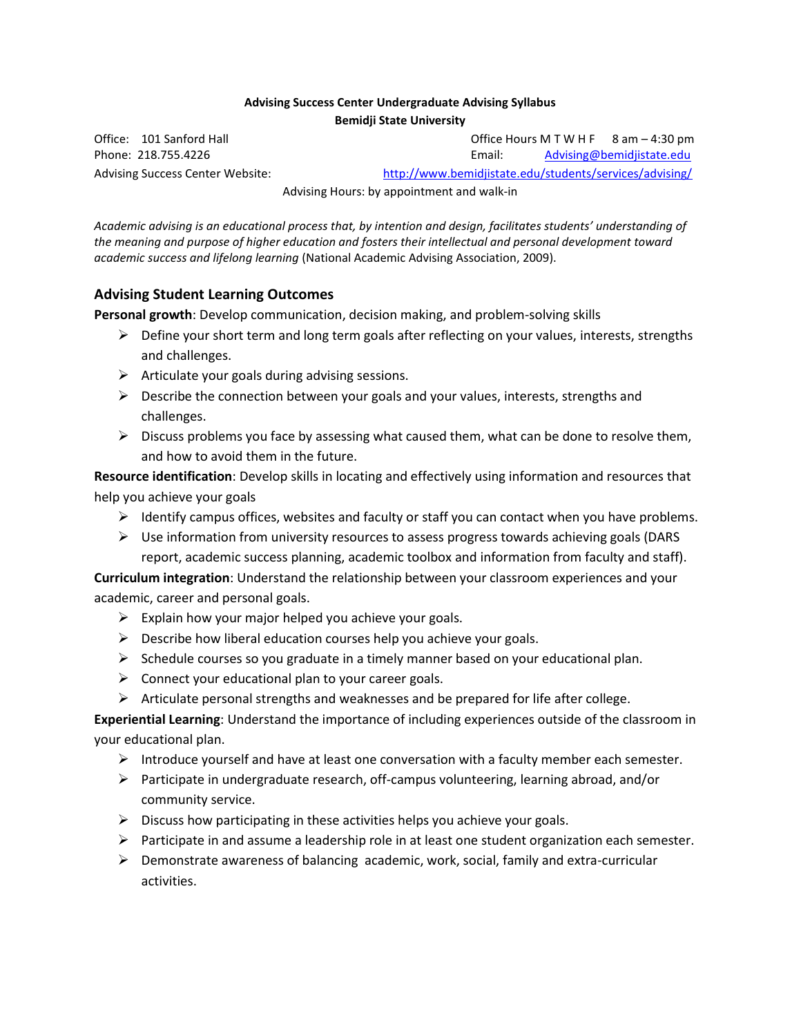**Advising Success Center Undergraduate Advising Syllabus**
**Bemidji State University**

Office: 101 Sanford Hall
Office Hours M T W H F 8 am – 4:30 pm
Phone: 218.755.4226
Email: Advising@bemidjistate.edu
Advising Success Center Website: http://www.bemidjistate.edu/students/services/advising/
Advising Hours: by appointment and walk-in

*Academic advising is an educational process that, by intention and design, facilitates students' understanding of the meaning and purpose of higher education and fosters their intellectual and personal development toward academic success and lifelong learning* (National Academic Advising Association, 2009).

## Advising Student Learning Outcomes

**Personal growth**: Develop communication, decision making, and problem-solving skills

- Define your short term and long term goals after reflecting on your values, interests, strengths and challenges.
- Articulate your goals during advising sessions.
- Describe the connection between your goals and your values, interests, strengths and challenges.
- Discuss problems you face by assessing what caused them, what can be done to resolve them, and how to avoid them in the future.

**Resource identification**: Develop skills in locating and effectively using information and resources that help you achieve your goals

- Identify campus offices, websites and faculty or staff you can contact when you have problems.
- Use information from university resources to assess progress towards achieving goals (DARS report, academic success planning, academic toolbox and information from faculty and staff).

**Curriculum integration**: Understand the relationship between your classroom experiences and your academic, career and personal goals.

- Explain how your major helped you achieve your goals.
- Describe how liberal education courses help you achieve your goals.
- Schedule courses so you graduate in a timely manner based on your educational plan.
- Connect your educational plan to your career goals.
- Articulate personal strengths and weaknesses and be prepared for life after college.

**Experiential Learning**: Understand the importance of including experiences outside of the classroom in your educational plan.

- Introduce yourself and have at least one conversation with a faculty member each semester.
- Participate in undergraduate research, off-campus volunteering, learning abroad, and/or community service.
- Discuss how participating in these activities helps you achieve your goals.
- Participate in and assume a leadership role in at least one student organization each semester.
- Demonstrate awareness of balancing academic, work, social, family and extra-curricular activities.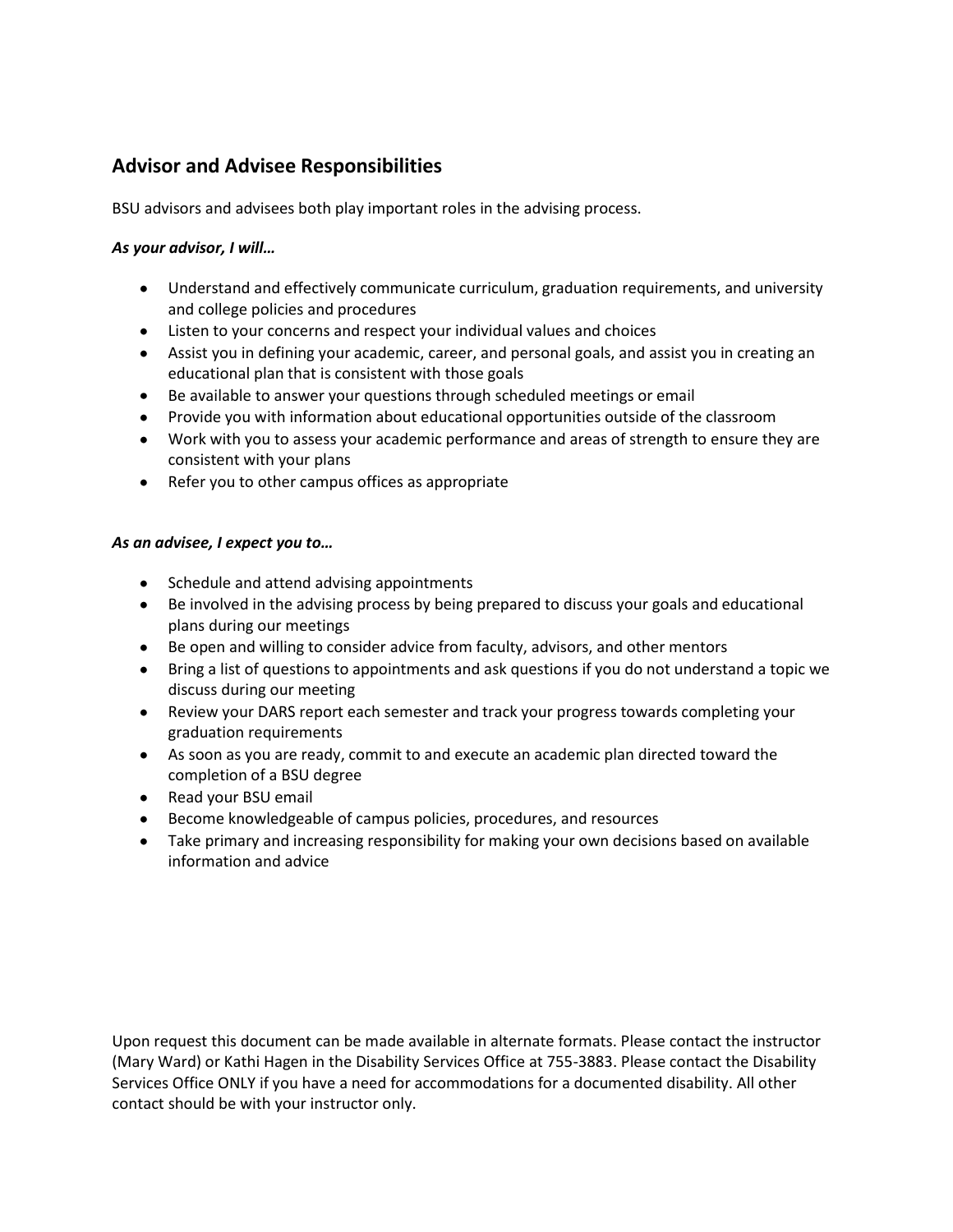## Advisor and Advisee Responsibilities

BSU advisors and advisees both play important roles in the advising process.

***As your advisor, I will…***

- Understand and effectively communicate curriculum, graduation requirements, and university and college policies and procedures
- Listen to your concerns and respect your individual values and choices
- Assist you in defining your academic, career, and personal goals, and assist you in creating an educational plan that is consistent with those goals
- Be available to answer your questions through scheduled meetings or email
- Provide you with information about educational opportunities outside of the classroom
- Work with you to assess your academic performance and areas of strength to ensure they are consistent with your plans
- Refer you to other campus offices as appropriate

***As an advisee, I expect you to…***

- Schedule and attend advising appointments
- Be involved in the advising process by being prepared to discuss your goals and educational plans during our meetings
- Be open and willing to consider advice from faculty, advisors, and other mentors
- Bring a list of questions to appointments and ask questions if you do not understand a topic we discuss during our meeting
- Review your DARS report each semester and track your progress towards completing your graduation requirements
- As soon as you are ready, commit to and execute an academic plan directed toward the completion of a BSU degree
- Read your BSU email
- Become knowledgeable of campus policies, procedures, and resources
- Take primary and increasing responsibility for making your own decisions based on available information and advice

Upon request this document can be made available in alternate formats. Please contact the instructor (Mary Ward) or Kathi Hagen in the Disability Services Office at 755-3883. Please contact the Disability Services Office ONLY if you have a need for accommodations for a documented disability. All other contact should be with your instructor only.